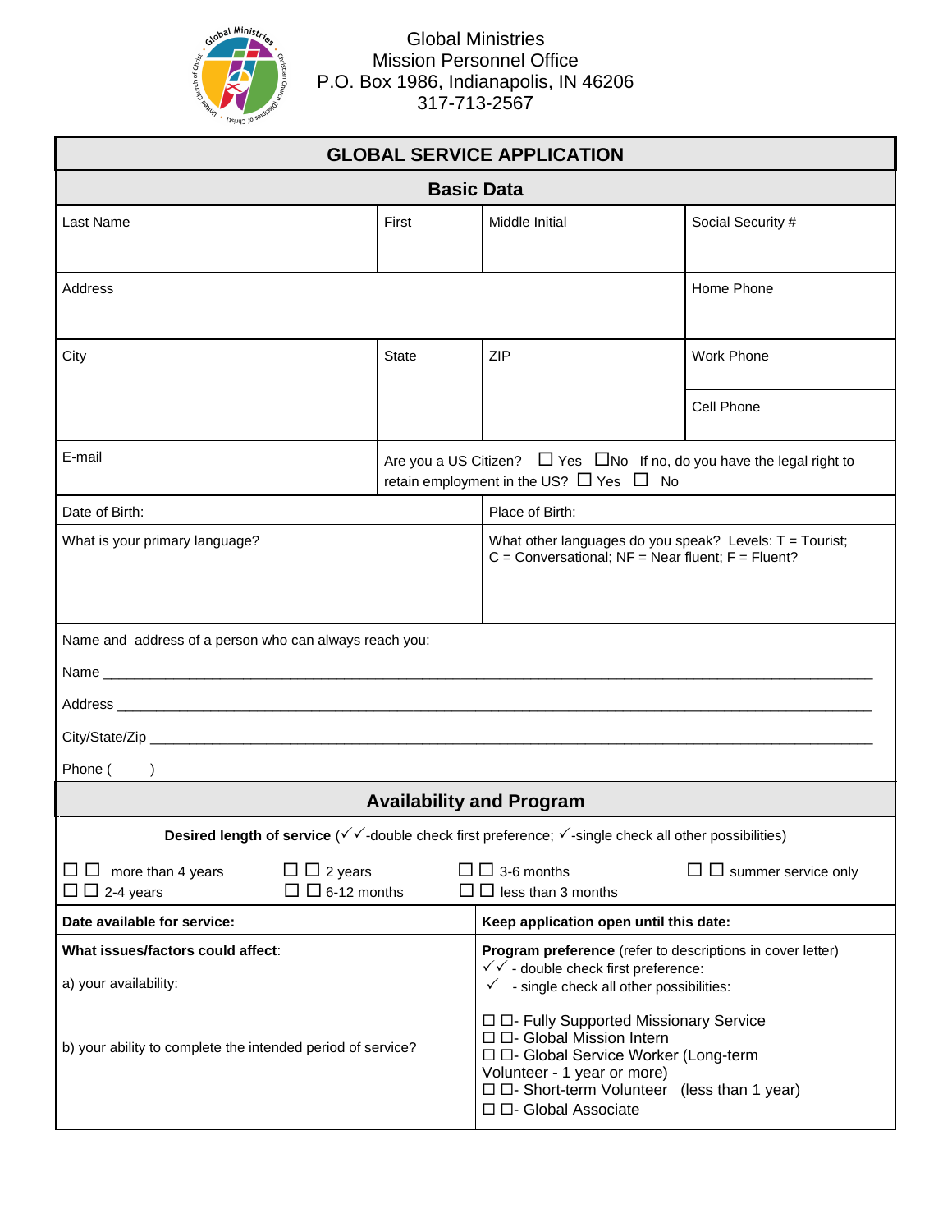Global Ministries
Mission Personnel Office
P.O. Box 1986, Indianapolis, IN 46206
317-713-2567

# GLOBAL SERVICE APPLICATION

## Basic Data

| Last Name | First | Middle Initial | Social Security # |
|---|---|---|---|
| Address | | | Home Phone |
| City | State | ZIP | Work Phone |
| | | | Cell Phone |
| E-mail | Are you a US Citizen? ☐ Yes ☐No If no, do you have the legal right to retain employment in the US? ☐ Yes ☐ No | | |
| Date of Birth: | | Place of Birth: | |
| What is your primary language? | | What other languages do you speak? Levels: T = Tourist; C = Conversational; NF = Near fluent; F = Fluent? | |

Name and address of a person who can always reach you:

Name ___________________________________________________________________________

Address _________________________________________________________________________

City/State/Zip ____________________________________________________________________

Phone (     )

## Availability and Program

**Desired length of service** (✓✓-double check first preference; ✓-single check all other possibilities)

☐ ☐ more than 4 years    ☐ ☐ 2 years    ☐ ☐ 3-6 months    ☐ ☐ summer service only

☐ ☐ 2-4 years    ☐ ☐ 6-12 months    ☐ ☐ less than 3 months

| **Date available for service:** | **Keep application open until this date:** |
|---|---|
| **What issues/factors could affect**:<br>a) your availability:<br>b) your ability to complete the intended period of service? | **Program preference** (refer to descriptions in cover letter)<br>✓✓ - double check first preference:<br>✓ - single check all other possibilities:<br>☐ ☐- Fully Supported Missionary Service<br>☐ ☐- Global Mission Intern<br>☐ ☐- Global Service Worker (Long-term Volunteer - 1 year or more)<br>☐ ☐- Short-term Volunteer (less than 1 year)<br>☐ ☐- Global Associate |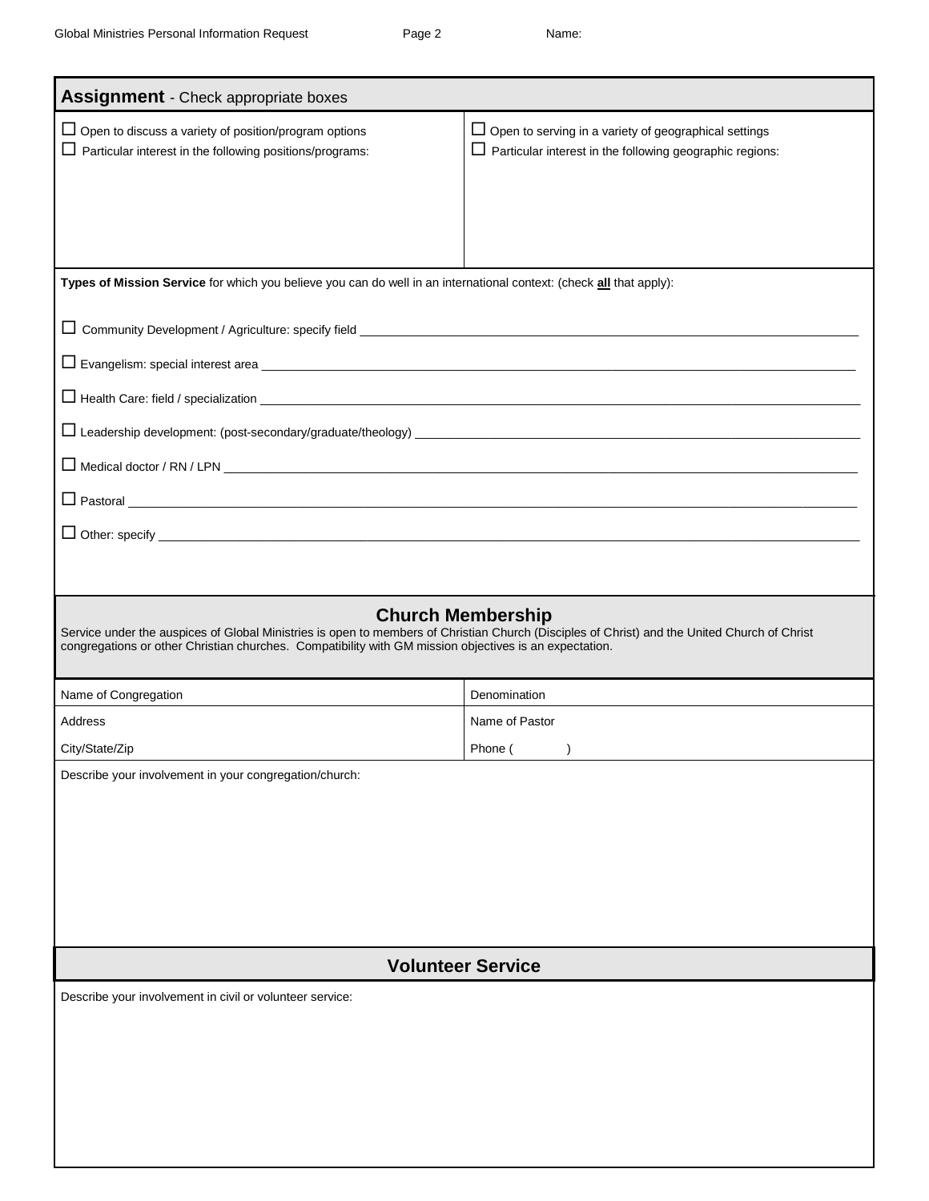## Assignment - Check appropriate boxes

| | |
|---|---|
| ☐ Open to discuss a variety of position/program options<br>☐ Particular interest in the following positions/programs: | ☐ Open to serving in a variety of geographical settings<br>☐ Particular interest in the following geographic regions: |

**Types of Mission Service** for which you believe you can do well in an international context: (check **all** that apply):

☐ Community Development / Agriculture: specify field ___________________________________________

☐ Evangelism: special interest area ___________________________________________

☐ Health Care: field / specialization ___________________________________________

☐ Leadership development: (post-secondary/graduate/theology) ___________________________________________

☐ Medical doctor / RN / LPN ___________________________________________

☐ Pastoral ___________________________________________

☐ Other: specify ___________________________________________

## Church Membership

Service under the auspices of Global Ministries is open to members of Christian Church (Disciples of Christ) and the United Church of Christ congregations or other Christian churches. Compatibility with GM mission objectives is an expectation.

| | |
|---|---|
| Name of Congregation | Denomination |
| Address | Name of Pastor |
| City/State/Zip | Phone ( ) |

Describe your involvement in your congregation/church:

## Volunteer Service

Describe your involvement in civil or volunteer service: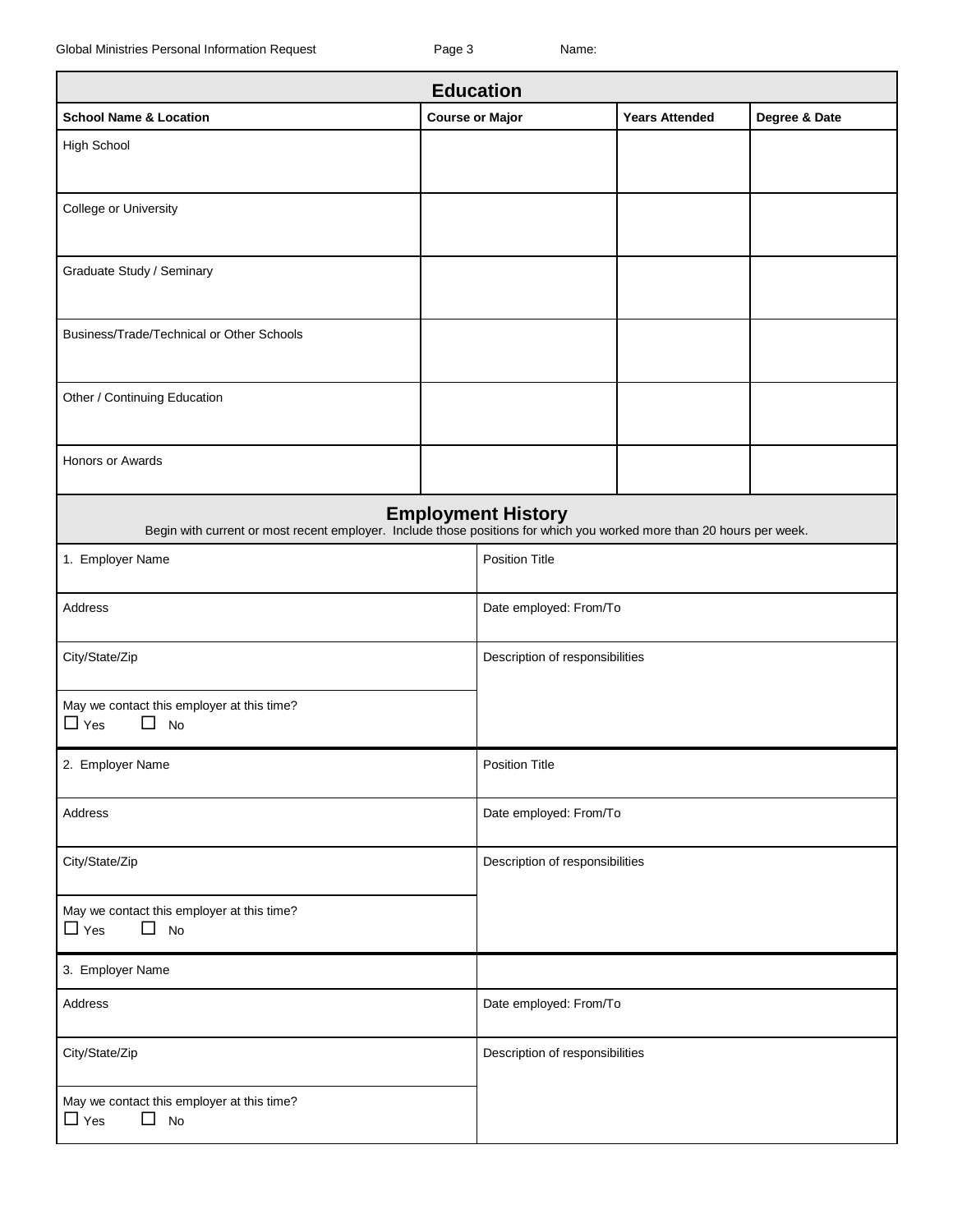## Education

| School Name & Location | Course or Major | Years Attended | Degree & Date |
|---|---|---|---|
| High School | | | |
| College or University | | | |
| Graduate Study / Seminary | | | |
| Business/Trade/Technical or Other Schools | | | |
| Other / Continuing Education | | | |
| Honors or Awards | | | |

## Employment History

Begin with current or most recent employer. Include those positions for which you worked more than 20 hours per week.

| | |
|---|---|
| 1. Employer Name | Position Title |
| Address | Date employed: From/To |
| City/State/Zip | Description of responsibilities |
| May we contact this employer at this time? ☐ Yes ☐ No | |

| | |
|---|---|
| 2. Employer Name | Position Title |
| Address | Date employed: From/To |
| City/State/Zip | Description of responsibilities |
| May we contact this employer at this time? ☐ Yes ☐ No | |

| | |
|---|---|
| 3. Employer Name | |
| Address | Date employed: From/To |
| City/State/Zip | Description of responsibilities |
| May we contact this employer at this time? ☐ Yes ☐ No | |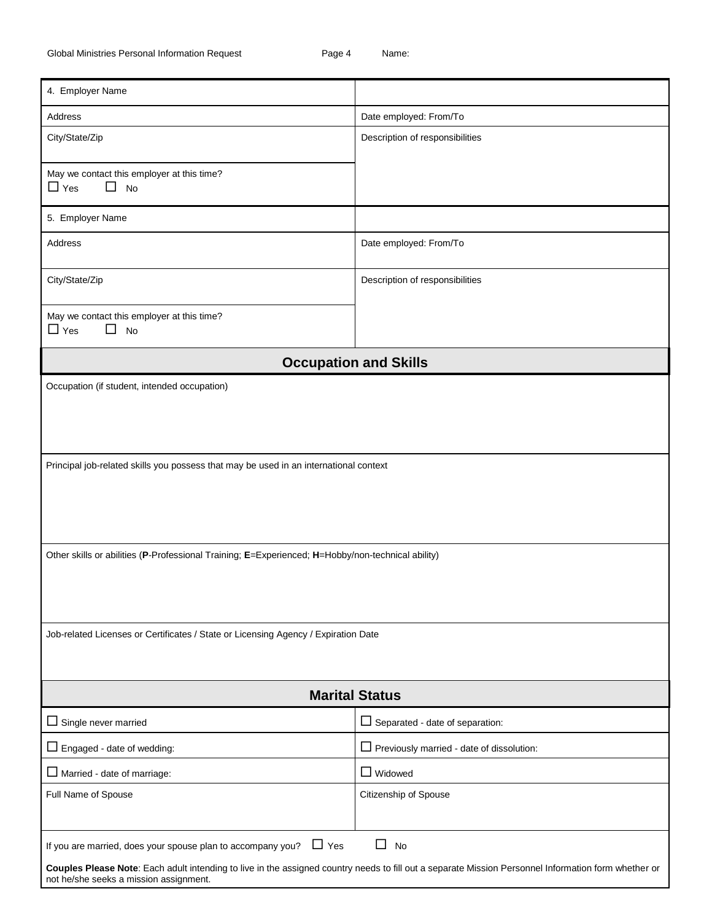| 4. Employer Name | |
|---|---|
| Address | Date employed: From/To |
| City/State/Zip | Description of responsibilities |
| May we contact this employer at this time? ☐ Yes ☐ No | |

| 5. Employer Name | |
|---|---|
| Address | Date employed: From/To |
| City/State/Zip | Description of responsibilities |
| May we contact this employer at this time? ☐ Yes ☐ No | |

## Occupation and Skills

Occupation (if student, intended occupation)

Principal job-related skills you possess that may be used in an international context

Other skills or abilities (**P**-Professional Training; **E**=Experienced; **H**=Hobby/non-technical ability)

Job-related Licenses or Certificates / State or Licensing Agency / Expiration Date

## Marital Status

| | |
|---|---|
| ☐ Single never married | ☐ Separated - date of separation: |
| ☐ Engaged - date of wedding: | ☐ Previously married - date of dissolution: |
| ☐ Married - date of marriage: | ☐ Widowed |
| Full Name of Spouse | Citizenship of Spouse |

If you are married, does your spouse plan to accompany you? ☐ Yes ☐ No

**Couples Please Note**: Each adult intending to live in the assigned country needs to fill out a separate Mission Personnel Information form whether or not he/she seeks a mission assignment.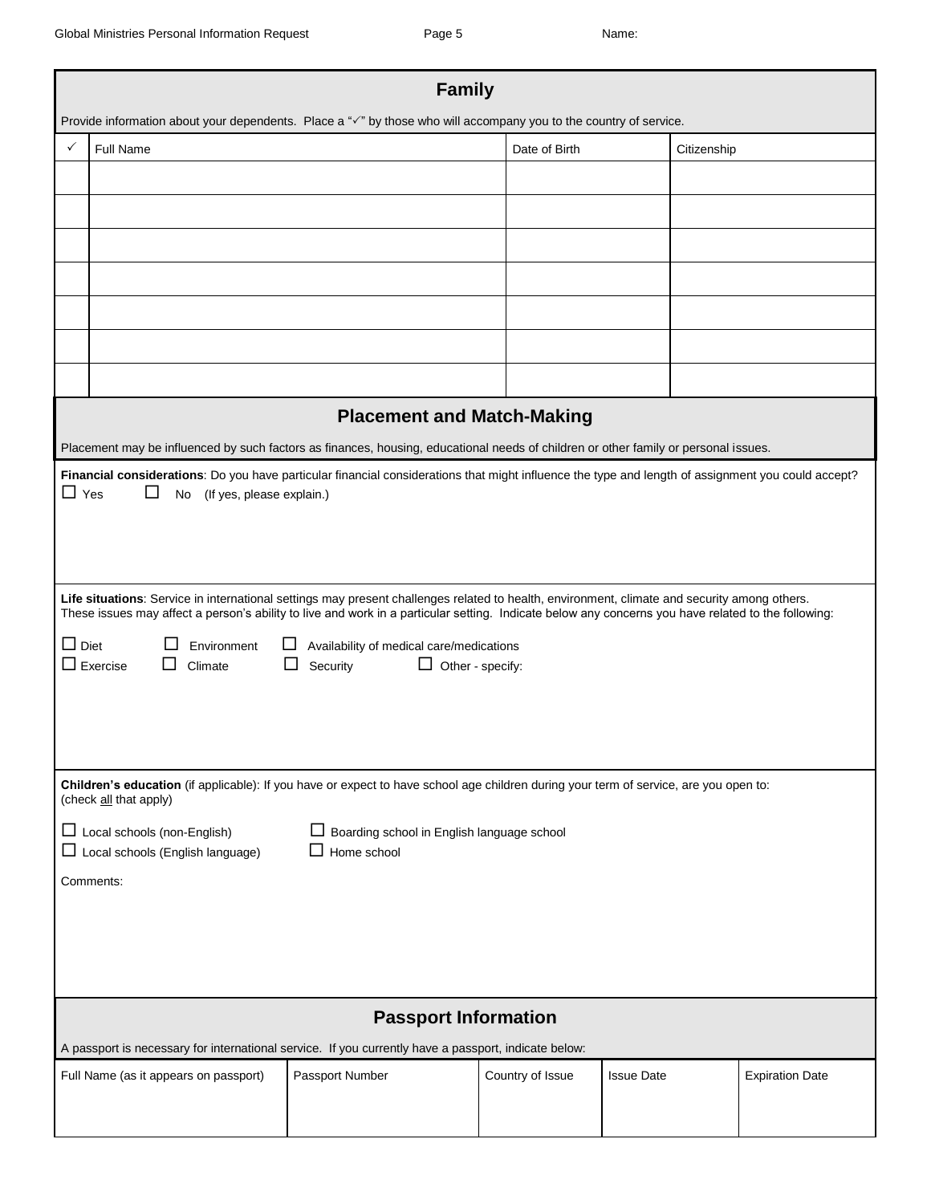## Family

Provide information about your dependents. Place a "✓" by those who will accompany you to the country of service.

| ✓ | Full Name | Date of Birth | Citizenship |
|---|---|---|---|
| | | | |
| | | | |
| | | | |
| | | | |
| | | | |
| | | | |
| | | | |

## Placement and Match-Making

Placement may be influenced by such factors as finances, housing, educational needs of children or other family or personal issues.

**Financial considerations**: Do you have particular financial considerations that might influence the type and length of assignment you could accept?

☐ Yes ☐ No (If yes, please explain.)

**Life situations**: Service in international settings may present challenges related to health, environment, climate and security among others. These issues may affect a person's ability to live and work in a particular setting. Indicate below any concerns you have related to the following:

☐ Diet ☐ Environment ☐ Availability of medical care/medications
☐ Exercise ☐ Climate ☐ Security ☐ Other - specify:

**Children's education** (if applicable): If you have or expect to have school age children during your term of service, are you open to: (check all that apply)

☐ Local schools (non-English) ☐ Boarding school in English language school
☐ Local schools (English language) ☐ Home school

Comments:

## Passport Information

A passport is necessary for international service. If you currently have a passport, indicate below:

| Full Name (as it appears on passport) | Passport Number | Country of Issue | Issue Date | Expiration Date |
|---|---|---|---|---|
| | | | | |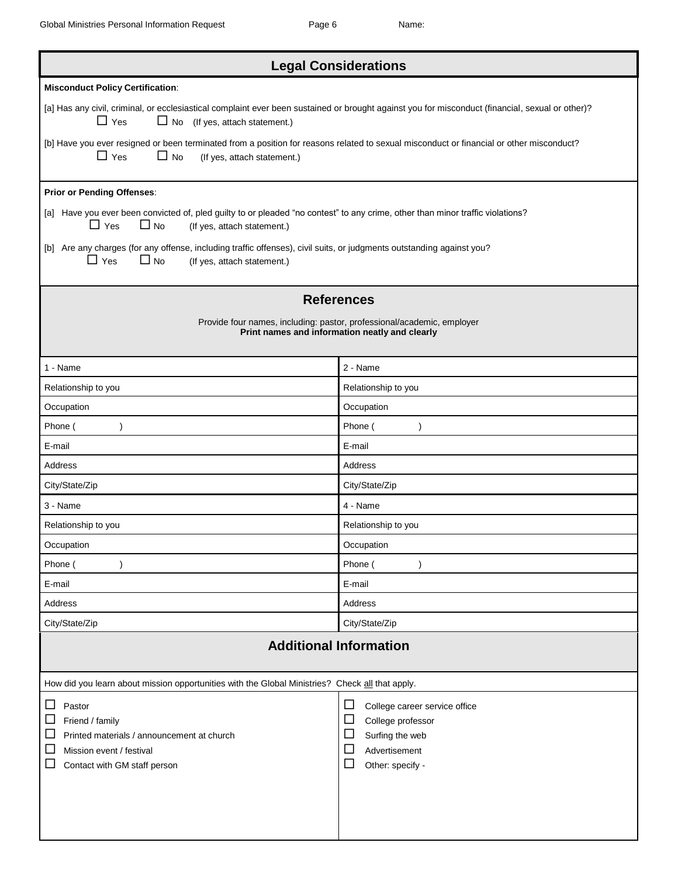## Legal Considerations

**Misconduct Policy Certification**:

[a] Has any civil, criminal, or ecclesiastical complaint ever been sustained or brought against you for misconduct (financial, sexual or other)?

☐ Yes ☐ No (If yes, attach statement.)

[b] Have you ever resigned or been terminated from a position for reasons related to sexual misconduct or financial or other misconduct?

☐ Yes ☐ No (If yes, attach statement.)

**Prior or Pending Offenses**:

[a] Have you ever been convicted of, pled guilty to or pleaded "no contest" to any crime, other than minor traffic violations?

☐ Yes ☐ No (If yes, attach statement.)

[b] Are any charges (for any offense, including traffic offenses), civil suits, or judgments outstanding against you?

☐ Yes ☐ No (If yes, attach statement.)

## References

Provide four names, including: pastor, professional/academic, employer

**Print names and information neatly and clearly**

| 1 - Name | 2 - Name |
|---|---|
| Relationship to you | Relationship to you |
| Occupation | Occupation |
| Phone ( ) | Phone ( ) |
| E-mail | E-mail |
| Address | Address |
| City/State/Zip | City/State/Zip |
| 3 - Name | 4 - Name |
| Relationship to you | Relationship to you |
| Occupation | Occupation |
| Phone ( ) | Phone ( ) |
| E-mail | E-mail |
| Address | Address |
| City/State/Zip | City/State/Zip |

## Additional Information

How did you learn about mission opportunities with the Global Ministries? Check all that apply.

- ☐ Pastor
- ☐ Friend / family
- ☐ Printed materials / announcement at church
- ☐ Mission event / festival
- ☐ Contact with GM staff person
- ☐ College career service office
- ☐ College professor
- ☐ Surfing the web
- ☐ Advertisement
- ☐ Other: specify -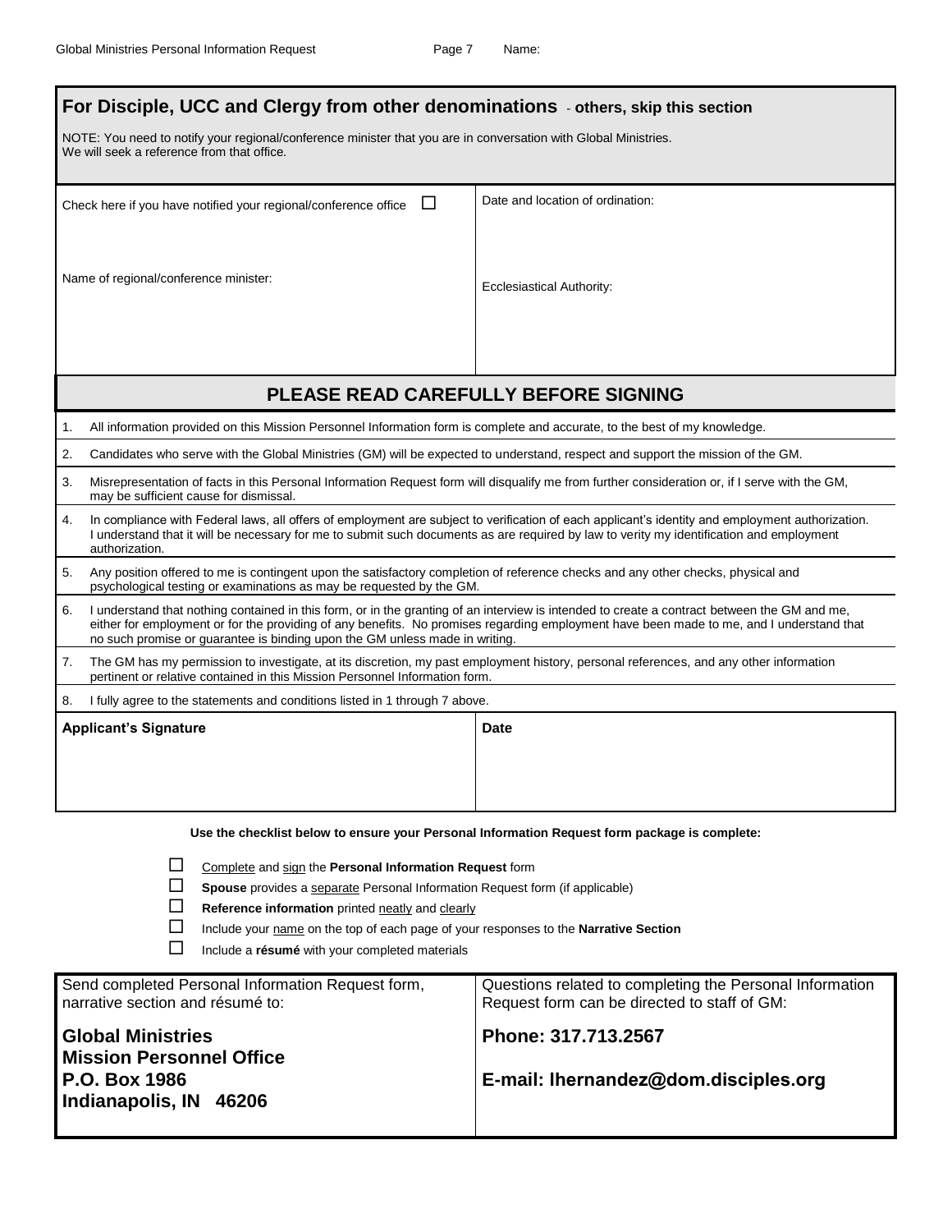## For Disciple, UCC and Clergy from other denominations - others, skip this section

NOTE: You need to notify your regional/conference minister that you are in conversation with Global Ministries.
We will seek a reference from that office.

| | |
|---|---|
| Check here if you have notified your regional/conference office ☐ | Date and location of ordination: |
| Name of regional/conference minister: | Ecclesiastical Authority: |

## PLEASE READ CAREFULLY BEFORE SIGNING

1. All information provided on this Mission Personnel Information form is complete and accurate, to the best of my knowledge.
2. Candidates who serve with the Global Ministries (GM) will be expected to understand, respect and support the mission of the GM.
3. Misrepresentation of facts in this Personal Information Request form will disqualify me from further consideration or, if I serve with the GM, may be sufficient cause for dismissal.
4. In compliance with Federal laws, all offers of employment are subject to verification of each applicant's identity and employment authorization. I understand that it will be necessary for me to submit such documents as are required by law to verity my identification and employment authorization.
5. Any position offered to me is contingent upon the satisfactory completion of reference checks and any other checks, physical and psychological testing or examinations as may be requested by the GM.
6. I understand that nothing contained in this form, or in the granting of an interview is intended to create a contract between the GM and me, either for employment or for the providing of any benefits. No promises regarding employment have been made to me, and I understand that no such promise or guarantee is binding upon the GM unless made in writing.
7. The GM has my permission to investigate, at its discretion, my past employment history, personal references, and any other information pertinent or relative contained in this Mission Personnel Information form.
8. I fully agree to the statements and conditions listed in 1 through 7 above.

| **Applicant's Signature** | **Date** |
|---|---|
| | |

**Use the checklist below to ensure your Personal Information Request form package is complete:**

- ☐ Complete and sign the **Personal Information Request** form
- ☐ **Spouse** provides a separate Personal Information Request form (if applicable)
- ☐ **Reference information** printed neatly and clearly
- ☐ Include your name on the top of each page of your responses to the **Narrative Section**
- ☐ Include a **résumé** with your completed materials

| Send completed Personal Information Request form, narrative section and résumé to: | Questions related to completing the Personal Information Request form can be directed to staff of GM: |
|---|---|
| **Global Ministries**<br>**Mission Personnel Office**<br>**P.O. Box 1986**<br>**Indianapolis, IN 46206** | **Phone: 317.713.2567**<br><br>**E-mail: lhernandez@dom.disciples.org** |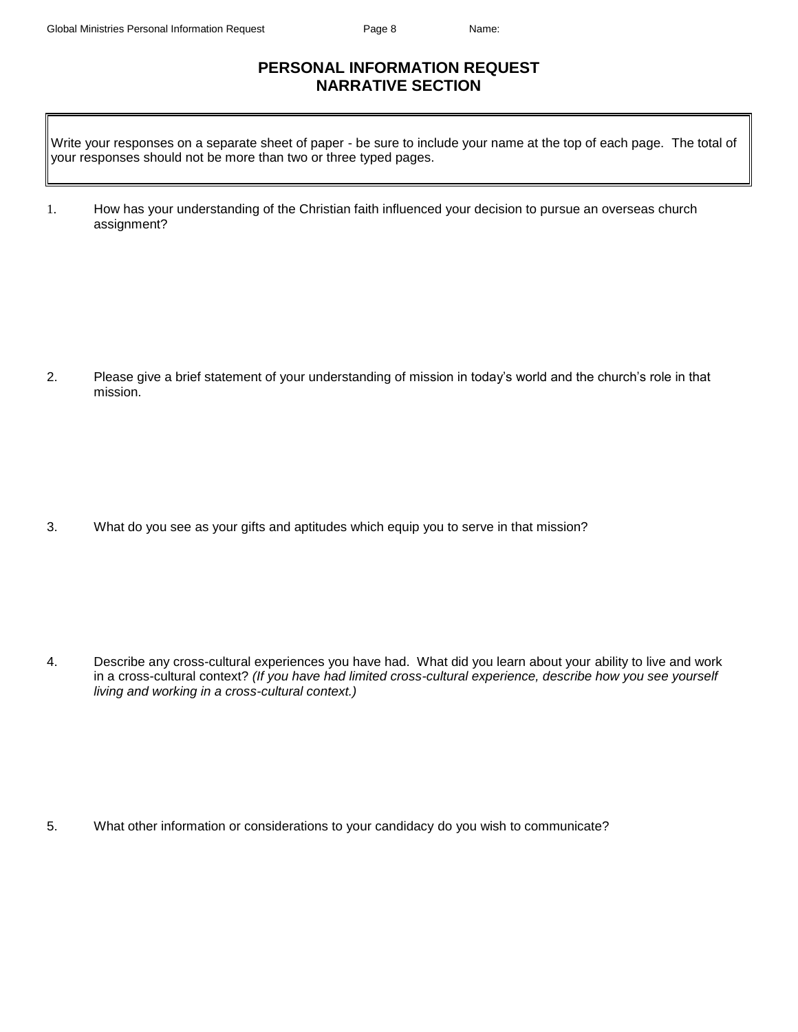# PERSONAL INFORMATION REQUEST
# NARRATIVE SECTION

Write your responses on a separate sheet of paper - be sure to include your name at the top of each page. The total of your responses should not be more than two or three typed pages.

1. How has your understanding of the Christian faith influenced your decision to pursue an overseas church assignment?

2. Please give a brief statement of your understanding of mission in today's world and the church's role in that mission.

3. What do you see as your gifts and aptitudes which equip you to serve in that mission?

4. Describe any cross-cultural experiences you have had. What did you learn about your ability to live and work in a cross-cultural context? *(If you have had limited cross-cultural experience, describe how you see yourself living and working in a cross-cultural context.)*

5. What other information or considerations to your candidacy do you wish to communicate?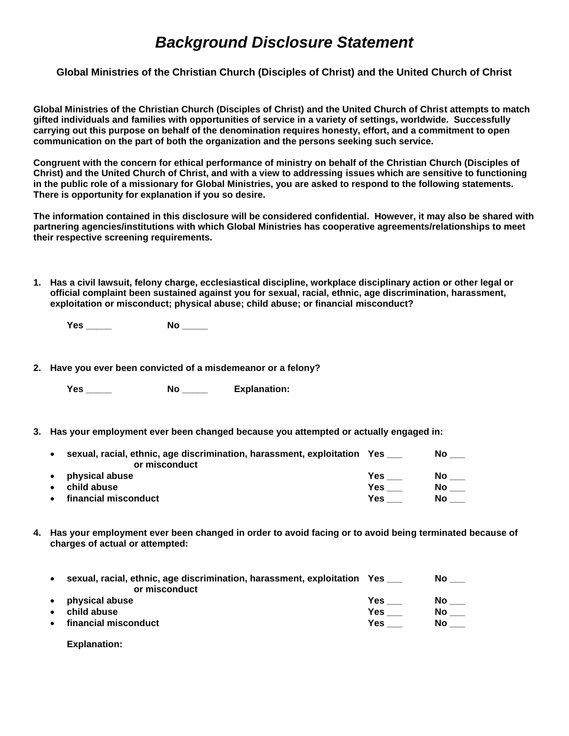# *Background Disclosure Statement*

**Global Ministries of the Christian Church (Disciples of Christ) and the United Church of Christ**

**Global Ministries of the Christian Church (Disciples of Christ) and the United Church of Christ attempts to match gifted individuals and families with opportunities of service in a variety of settings, worldwide. Successfully carrying out this purpose on behalf of the denomination requires honesty, effort, and a commitment to open communication on the part of both the organization and the persons seeking such service.**

**Congruent with the concern for ethical performance of ministry on behalf of the Christian Church (Disciples of Christ) and the United Church of Christ, and with a view to addressing issues which are sensitive to functioning in the public role of a missionary for Global Ministries, you are asked to respond to the following statements. There is opportunity for explanation if you so desire.**

**The information contained in this disclosure will be considered confidential. However, it may also be shared with partnering agencies/institutions with which Global Ministries has cooperative agreements/relationships to meet their respective screening requirements.**

1. **Has a civil lawsuit, felony charge, ecclesiastical discipline, workplace disciplinary action or other legal or official complaint been sustained against you for sexual, racial, ethnic, age discrimination, harassment, exploitation or misconduct; physical abuse; child abuse; or financial misconduct?**

   **Yes _____ No _____**

2. **Have you ever been convicted of a misdemeanor or a felony?**

   **Yes _____ No _____ Explanation:**

3. **Has your employment ever been changed because you attempted or actually engaged in:**

   - **sexual, racial, ethnic, age discrimination, harassment, exploitation or misconduct** **Yes ___ No ___**
   - **physical abuse** **Yes ___ No ___**
   - **child abuse** **Yes ___ No ___**
   - **financial misconduct** **Yes ___ No ___**

4. **Has your employment ever been changed in order to avoid facing or to avoid being terminated because of charges of actual or attempted:**

   - **sexual, racial, ethnic, age discrimination, harassment, exploitation or misconduct** **Yes ___ No ___**
   - **physical abuse** **Yes ___ No ___**
   - **child abuse** **Yes ___ No ___**
   - **financial misconduct** **Yes ___ No ___**

   **Explanation:**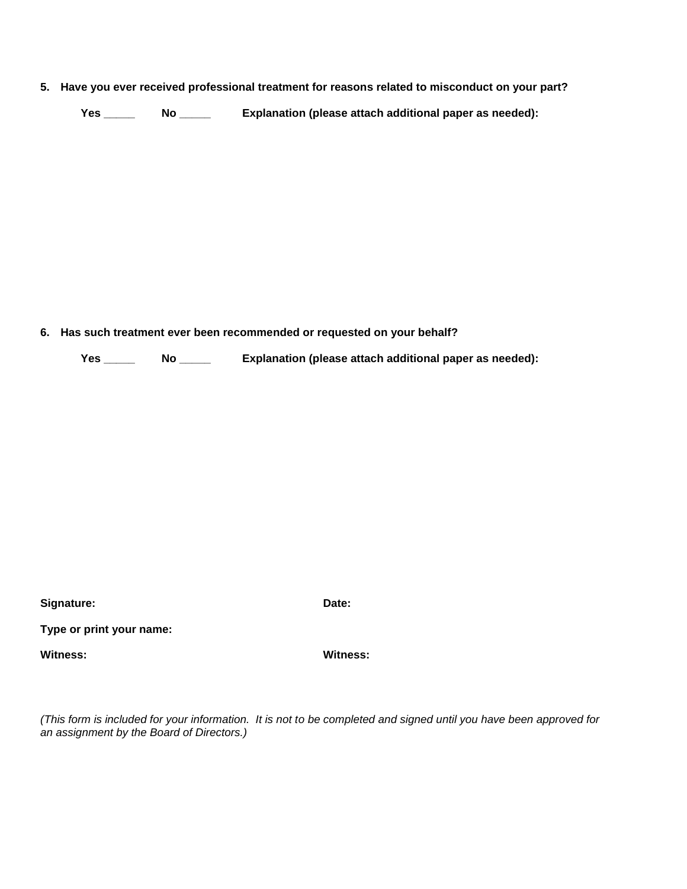**5. Have you ever received professional treatment for reasons related to misconduct on your part?**

**Yes _____ No _____ Explanation (please attach additional paper as needed):**

**6. Has such treatment ever been recommended or requested on your behalf?**

**Yes _____ No _____ Explanation (please attach additional paper as needed):**

**Signature:** **Date:**

**Type or print your name:**

**Witness:** **Witness:**

*(This form is included for your information. It is not to be completed and signed until you have been approved for an assignment by the Board of Directors.)*